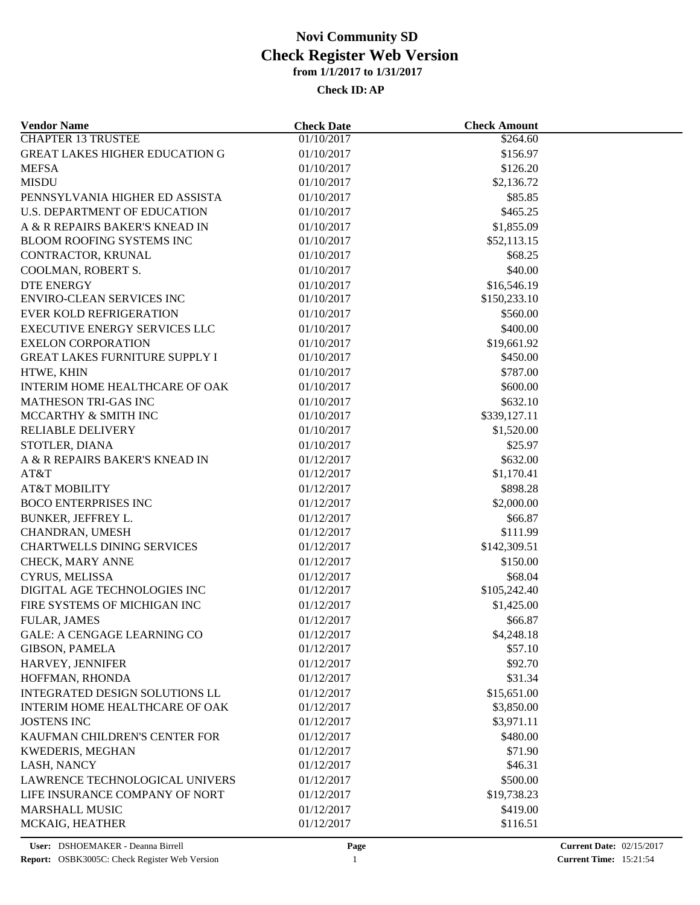# Novi Community SD
## Check Register Web Version
### from 1/1/2017 to 1/31/2017

**Check ID: AP**

| Vendor Name | Check Date | Check Amount |
|---|---|---|
| CHAPTER 13 TRUSTEE | 01/10/2017 | $264.60 |
| GREAT LAKES HIGHER EDUCATION G | 01/10/2017 | $156.97 |
| MEFSA | 01/10/2017 | $126.20 |
| MISDU | 01/10/2017 | $2,136.72 |
| PENNSYLVANIA HIGHER ED ASSISTA | 01/10/2017 | $85.85 |
| U.S. DEPARTMENT OF EDUCATION | 01/10/2017 | $465.25 |
| A & R REPAIRS BAKER'S KNEAD IN | 01/10/2017 | $1,855.09 |
| BLOOM ROOFING SYSTEMS INC | 01/10/2017 | $52,113.15 |
| CONTRACTOR, KRUNAL | 01/10/2017 | $68.25 |
| COOLMAN, ROBERT S. | 01/10/2017 | $40.00 |
| DTE ENERGY | 01/10/2017 | $16,546.19 |
| ENVIRO-CLEAN SERVICES INC | 01/10/2017 | $150,233.10 |
| EVER KOLD REFRIGERATION | 01/10/2017 | $560.00 |
| EXECUTIVE ENERGY SERVICES LLC | 01/10/2017 | $400.00 |
| EXELON CORPORATION | 01/10/2017 | $19,661.92 |
| GREAT LAKES FURNITURE SUPPLY I | 01/10/2017 | $450.00 |
| HTWE, KHIN | 01/10/2017 | $787.00 |
| INTERIM HOME HEALTHCARE OF OAK | 01/10/2017 | $600.00 |
| MATHESON TRI-GAS INC | 01/10/2017 | $632.10 |
| MCCARTHY & SMITH INC | 01/10/2017 | $339,127.11 |
| RELIABLE DELIVERY | 01/10/2017 | $1,520.00 |
| STOTLER, DIANA | 01/10/2017 | $25.97 |
| A & R REPAIRS BAKER'S KNEAD IN | 01/12/2017 | $632.00 |
| AT&T | 01/12/2017 | $1,170.41 |
| AT&T MOBILITY | 01/12/2017 | $898.28 |
| BOCO ENTERPRISES INC | 01/12/2017 | $2,000.00 |
| BUNKER, JEFFREY L. | 01/12/2017 | $66.87 |
| CHANDRAN, UMESH | 01/12/2017 | $111.99 |
| CHARTWELLS DINING SERVICES | 01/12/2017 | $142,309.51 |
| CHECK, MARY ANNE | 01/12/2017 | $150.00 |
| CYRUS, MELISSA | 01/12/2017 | $68.04 |
| DIGITAL AGE TECHNOLOGIES INC | 01/12/2017 | $105,242.40 |
| FIRE SYSTEMS OF MICHIGAN INC | 01/12/2017 | $1,425.00 |
| FULAR, JAMES | 01/12/2017 | $66.87 |
| GALE: A CENGAGE LEARNING CO | 01/12/2017 | $4,248.18 |
| GIBSON, PAMELA | 01/12/2017 | $57.10 |
| HARVEY, JENNIFER | 01/12/2017 | $92.70 |
| HOFFMAN, RHONDA | 01/12/2017 | $31.34 |
| INTEGRATED DESIGN SOLUTIONS LL | 01/12/2017 | $15,651.00 |
| INTERIM HOME HEALTHCARE OF OAK | 01/12/2017 | $3,850.00 |
| JOSTENS INC | 01/12/2017 | $3,971.11 |
| KAUFMAN CHILDREN'S CENTER FOR | 01/12/2017 | $480.00 |
| KWEDERIS, MEGHAN | 01/12/2017 | $71.90 |
| LASH, NANCY | 01/12/2017 | $46.31 |
| LAWRENCE TECHNOLOGICAL UNIVERS | 01/12/2017 | $500.00 |
| LIFE INSURANCE COMPANY OF NORT | 01/12/2017 | $19,738.23 |
| MARSHALL MUSIC | 01/12/2017 | $419.00 |
| MCKAIG, HEATHER | 01/12/2017 | $116.51 |

**User:** DSHOEMAKER - Deanna Birrell
**Report:** OSBK3005C: Check Register Web Version
**Current Date:** 02/15/2017
**Current Time:** 15:21:54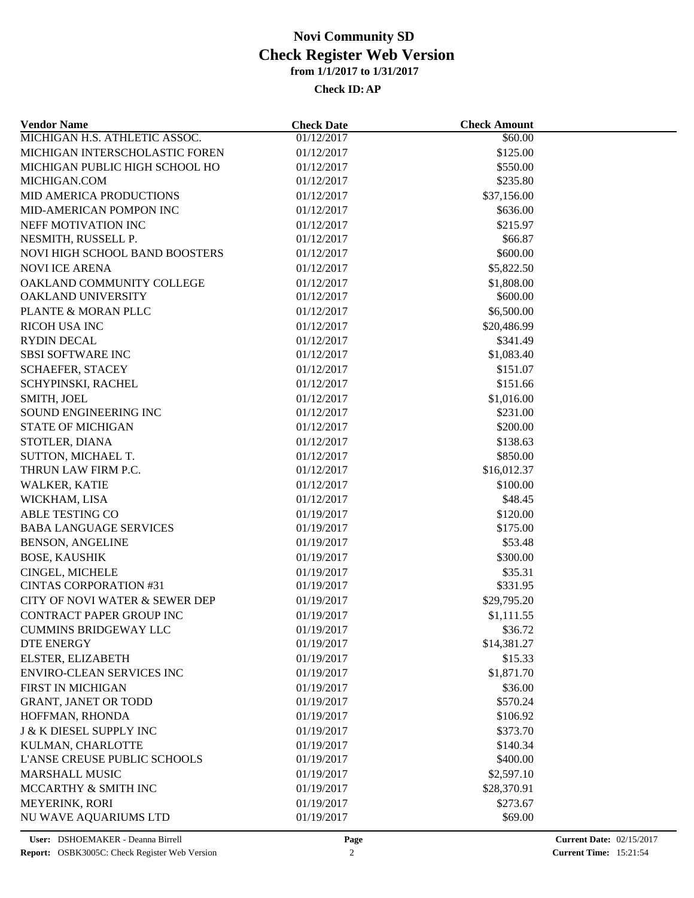# Novi Community SD
## Check Register Web Version
### from 1/1/2017 to 1/31/2017

**Check ID: AP**

| Vendor Name | Check Date | Check Amount |
|---|---|---|
| MICHIGAN H.S. ATHLETIC ASSOC. | 01/12/2017 | $60.00 |
| MICHIGAN INTERSCHOLASTIC FOREN | 01/12/2017 | $125.00 |
| MICHIGAN PUBLIC HIGH SCHOOL HO | 01/12/2017 | $550.00 |
| MICHIGAN.COM | 01/12/2017 | $235.80 |
| MID AMERICA PRODUCTIONS | 01/12/2017 | $37,156.00 |
| MID-AMERICAN POMPON INC | 01/12/2017 | $636.00 |
| NEFF MOTIVATION INC | 01/12/2017 | $215.97 |
| NESMITH, RUSSELL P. | 01/12/2017 | $66.87 |
| NOVI HIGH SCHOOL BAND BOOSTERS | 01/12/2017 | $600.00 |
| NOVI ICE ARENA | 01/12/2017 | $5,822.50 |
| OAKLAND COMMUNITY COLLEGE | 01/12/2017 | $1,808.00 |
| OAKLAND UNIVERSITY | 01/12/2017 | $600.00 |
| PLANTE & MORAN PLLC | 01/12/2017 | $6,500.00 |
| RICOH USA INC | 01/12/2017 | $20,486.99 |
| RYDIN DECAL | 01/12/2017 | $341.49 |
| SBSI SOFTWARE INC | 01/12/2017 | $1,083.40 |
| SCHAEFER, STACEY | 01/12/2017 | $151.07 |
| SCHYPINSKI, RACHEL | 01/12/2017 | $151.66 |
| SMITH, JOEL | 01/12/2017 | $1,016.00 |
| SOUND ENGINEERING INC | 01/12/2017 | $231.00 |
| STATE OF MICHIGAN | 01/12/2017 | $200.00 |
| STOTLER, DIANA | 01/12/2017 | $138.63 |
| SUTTON, MICHAEL T. | 01/12/2017 | $850.00 |
| THRUN LAW FIRM P.C. | 01/12/2017 | $16,012.37 |
| WALKER, KATIE | 01/12/2017 | $100.00 |
| WICKHAM, LISA | 01/12/2017 | $48.45 |
| ABLE TESTING CO | 01/19/2017 | $120.00 |
| BABA LANGUAGE SERVICES | 01/19/2017 | $175.00 |
| BENSON, ANGELINE | 01/19/2017 | $53.48 |
| BOSE, KAUSHIK | 01/19/2017 | $300.00 |
| CINGEL, MICHELE | 01/19/2017 | $35.31 |
| CINTAS CORPORATION #31 | 01/19/2017 | $331.95 |
| CITY OF NOVI WATER & SEWER DEP | 01/19/2017 | $29,795.20 |
| CONTRACT PAPER GROUP INC | 01/19/2017 | $1,111.55 |
| CUMMINS BRIDGEWAY LLC | 01/19/2017 | $36.72 |
| DTE ENERGY | 01/19/2017 | $14,381.27 |
| ELSTER, ELIZABETH | 01/19/2017 | $15.33 |
| ENVIRO-CLEAN SERVICES INC | 01/19/2017 | $1,871.70 |
| FIRST IN MICHIGAN | 01/19/2017 | $36.00 |
| GRANT, JANET OR TODD | 01/19/2017 | $570.24 |
| HOFFMAN, RHONDA | 01/19/2017 | $106.92 |
| J & K DIESEL SUPPLY INC | 01/19/2017 | $373.70 |
| KULMAN, CHARLOTTE | 01/19/2017 | $140.34 |
| L'ANSE CREUSE PUBLIC SCHOOLS | 01/19/2017 | $400.00 |
| MARSHALL MUSIC | 01/19/2017 | $2,597.10 |
| MCCARTHY & SMITH INC | 01/19/2017 | $28,370.91 |
| MEYERINK, RORI | 01/19/2017 | $273.67 |
| NU WAVE AQUARIUMS LTD | 01/19/2017 | $69.00 |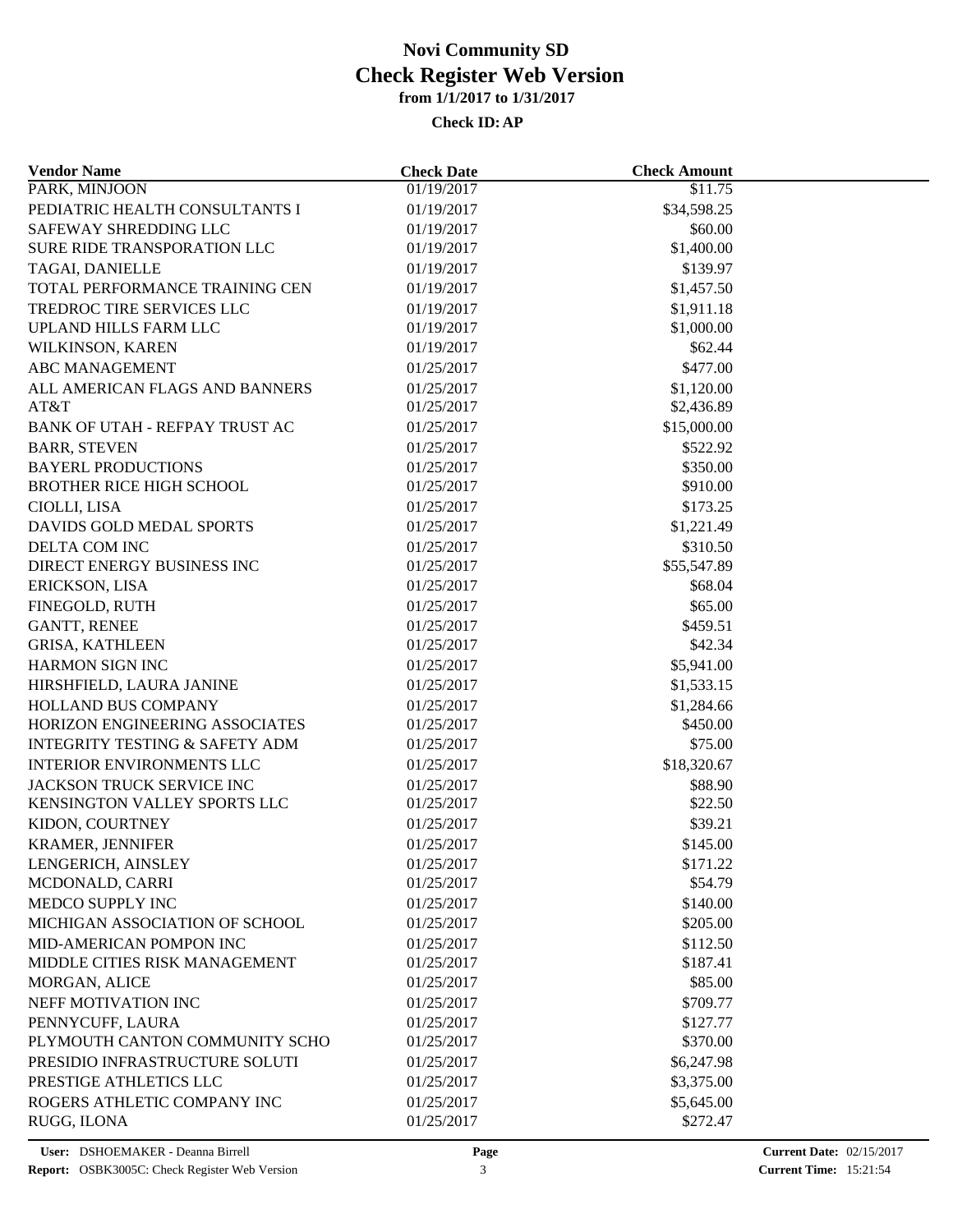# Novi Community SD
# Check Register Web Version
### from 1/1/2017 to 1/31/2017
### Check ID: AP

| Vendor Name | Check Date | Check Amount |
|---|---|---|
| PARK, MINJOON | 01/19/2017 | $11.75 |
| PEDIATRIC HEALTH CONSULTANTS I | 01/19/2017 | $34,598.25 |
| SAFEWAY SHREDDING LLC | 01/19/2017 | $60.00 |
| SURE RIDE TRANSPORATION LLC | 01/19/2017 | $1,400.00 |
| TAGAI, DANIELLE | 01/19/2017 | $139.97 |
| TOTAL PERFORMANCE TRAINING CEN | 01/19/2017 | $1,457.50 |
| TREDROC TIRE SERVICES LLC | 01/19/2017 | $1,911.18 |
| UPLAND HILLS FARM LLC | 01/19/2017 | $1,000.00 |
| WILKINSON, KAREN | 01/19/2017 | $62.44 |
| ABC MANAGEMENT | 01/25/2017 | $477.00 |
| ALL AMERICAN FLAGS AND BANNERS | 01/25/2017 | $1,120.00 |
| AT&T | 01/25/2017 | $2,436.89 |
| BANK OF UTAH - REFPAY TRUST AC | 01/25/2017 | $15,000.00 |
| BARR, STEVEN | 01/25/2017 | $522.92 |
| BAYERL PRODUCTIONS | 01/25/2017 | $350.00 |
| BROTHER RICE HIGH SCHOOL | 01/25/2017 | $910.00 |
| CIOLLI, LISA | 01/25/2017 | $173.25 |
| DAVIDS GOLD MEDAL SPORTS | 01/25/2017 | $1,221.49 |
| DELTA COM INC | 01/25/2017 | $310.50 |
| DIRECT ENERGY BUSINESS INC | 01/25/2017 | $55,547.89 |
| ERICKSON, LISA | 01/25/2017 | $68.04 |
| FINEGOLD, RUTH | 01/25/2017 | $65.00 |
| GANTT, RENEE | 01/25/2017 | $459.51 |
| GRISA, KATHLEEN | 01/25/2017 | $42.34 |
| HARMON SIGN INC | 01/25/2017 | $5,941.00 |
| HIRSHFIELD, LAURA JANINE | 01/25/2017 | $1,533.15 |
| HOLLAND BUS COMPANY | 01/25/2017 | $1,284.66 |
| HORIZON ENGINEERING ASSOCIATES | 01/25/2017 | $450.00 |
| INTEGRITY TESTING & SAFETY ADM | 01/25/2017 | $75.00 |
| INTERIOR ENVIRONMENTS LLC | 01/25/2017 | $18,320.67 |
| JACKSON TRUCK SERVICE INC | 01/25/2017 | $88.90 |
| KENSINGTON VALLEY SPORTS LLC | 01/25/2017 | $22.50 |
| KIDON, COURTNEY | 01/25/2017 | $39.21 |
| KRAMER, JENNIFER | 01/25/2017 | $145.00 |
| LENGERICH, AINSLEY | 01/25/2017 | $171.22 |
| MCDONALD, CARRI | 01/25/2017 | $54.79 |
| MEDCO SUPPLY INC | 01/25/2017 | $140.00 |
| MICHIGAN ASSOCIATION OF SCHOOL | 01/25/2017 | $205.00 |
| MID-AMERICAN POMPON INC | 01/25/2017 | $112.50 |
| MIDDLE CITIES RISK MANAGEMENT | 01/25/2017 | $187.41 |
| MORGAN, ALICE | 01/25/2017 | $85.00 |
| NEFF MOTIVATION INC | 01/25/2017 | $709.77 |
| PENNYCUFF, LAURA | 01/25/2017 | $127.77 |
| PLYMOUTH CANTON COMMUNITY SCHO | 01/25/2017 | $370.00 |
| PRESIDIO INFRASTRUCTURE SOLUTI | 01/25/2017 | $6,247.98 |
| PRESTIGE ATHLETICS LLC | 01/25/2017 | $3,375.00 |
| ROGERS ATHLETIC COMPANY INC | 01/25/2017 | $5,645.00 |
| RUGG, ILONA | 01/25/2017 | $272.47 |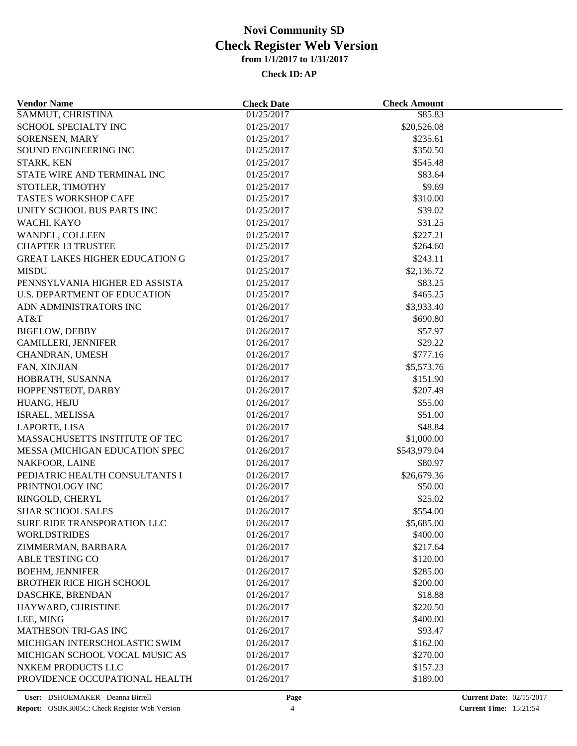# Novi Community SD
## Check Register Web Version
### from 1/1/2017 to 1/31/2017

**Check ID: AP**

| Vendor Name | Check Date | Check Amount |
|---|---|---|
| SAMMUT, CHRISTINA | 01/25/2017 | $85.83 |
| SCHOOL SPECIALTY INC | 01/25/2017 | $20,526.08 |
| SORENSEN, MARY | 01/25/2017 | $235.61 |
| SOUND ENGINEERING INC | 01/25/2017 | $350.50 |
| STARK, KEN | 01/25/2017 | $545.48 |
| STATE WIRE AND TERMINAL INC | 01/25/2017 | $83.64 |
| STOTLER, TIMOTHY | 01/25/2017 | $9.69 |
| TASTE'S WORKSHOP CAFE | 01/25/2017 | $310.00 |
| UNITY SCHOOL BUS PARTS INC | 01/25/2017 | $39.02 |
| WACHI, KAYO | 01/25/2017 | $31.25 |
| WANDEL, COLLEEN | 01/25/2017 | $227.21 |
| CHAPTER 13 TRUSTEE | 01/25/2017 | $264.60 |
| GREAT LAKES HIGHER EDUCATION G | 01/25/2017 | $243.11 |
| MISDU | 01/25/2017 | $2,136.72 |
| PENNSYLVANIA HIGHER ED ASSISTA | 01/25/2017 | $83.25 |
| U.S. DEPARTMENT OF EDUCATION | 01/25/2017 | $465.25 |
| ADN ADMINISTRATORS INC | 01/26/2017 | $3,933.40 |
| AT&T | 01/26/2017 | $690.80 |
| BIGELOW, DEBBY | 01/26/2017 | $57.97 |
| CAMILLERI, JENNIFER | 01/26/2017 | $29.22 |
| CHANDRAN, UMESH | 01/26/2017 | $777.16 |
| FAN, XINJIAN | 01/26/2017 | $5,573.76 |
| HOBRATH, SUSANNA | 01/26/2017 | $151.90 |
| HOPPENSTEDT, DARBY | 01/26/2017 | $207.49 |
| HUANG, HEJU | 01/26/2017 | $55.00 |
| ISRAEL, MELISSA | 01/26/2017 | $51.00 |
| LAPORTE, LISA | 01/26/2017 | $48.84 |
| MASSACHUSETTS INSTITUTE OF TEC | 01/26/2017 | $1,000.00 |
| MESSA (MICHIGAN EDUCATION SPEC | 01/26/2017 | $543,979.04 |
| NAKFOOR, LAINE | 01/26/2017 | $80.97 |
| PEDIATRIC HEALTH CONSULTANTS I | 01/26/2017 | $26,679.36 |
| PRINTNOLOGY INC | 01/26/2017 | $50.00 |
| RINGOLD, CHERYL | 01/26/2017 | $25.02 |
| SHAR SCHOOL SALES | 01/26/2017 | $554.00 |
| SURE RIDE TRANSPORATION LLC | 01/26/2017 | $5,685.00 |
| WORLDSTRIDES | 01/26/2017 | $400.00 |
| ZIMMERMAN, BARBARA | 01/26/2017 | $217.64 |
| ABLE TESTING CO | 01/26/2017 | $120.00 |
| BOEHM, JENNIFER | 01/26/2017 | $285.00 |
| BROTHER RICE HIGH SCHOOL | 01/26/2017 | $200.00 |
| DASCHKE, BRENDAN | 01/26/2017 | $18.88 |
| HAYWARD, CHRISTINE | 01/26/2017 | $220.50 |
| LEE, MING | 01/26/2017 | $400.00 |
| MATHESON TRI-GAS INC | 01/26/2017 | $93.47 |
| MICHIGAN INTERSCHOLASTIC SWIM | 01/26/2017 | $162.00 |
| MICHIGAN SCHOOL VOCAL MUSIC AS | 01/26/2017 | $270.00 |
| NXKEM PRODUCTS LLC | 01/26/2017 | $157.23 |
| PROVIDENCE OCCUPATIONAL HEALTH | 01/26/2017 | $189.00 |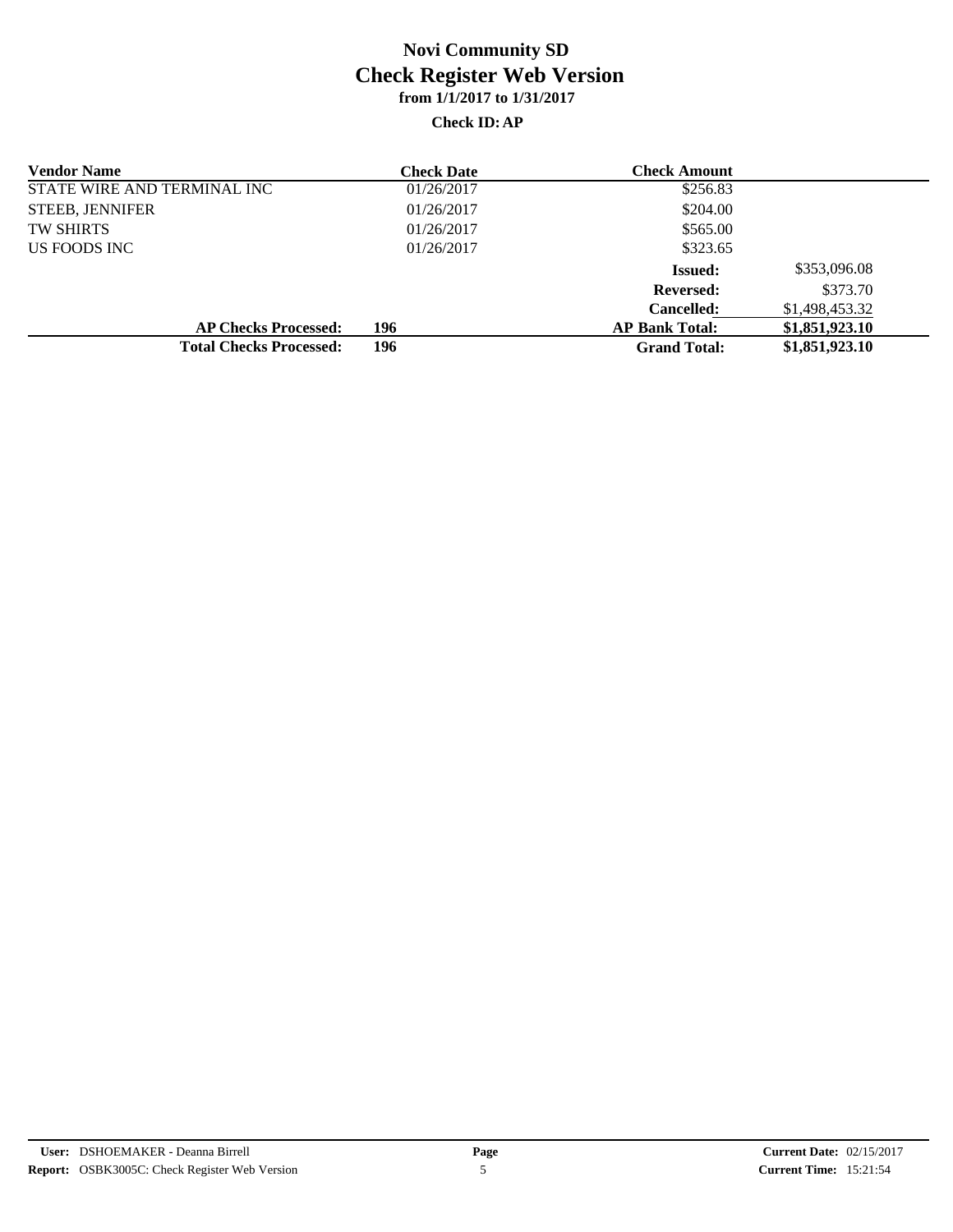# Novi Community SD

## Check Register Web Version

### from 1/1/2017 to 1/31/2017

**Check ID: AP**

| Vendor Name | Check Date | Check Amount | |
|---|---|---|---|
| STATE WIRE AND TERMINAL INC | 01/26/2017 | $256.83 | |
| STEEB, JENNIFER | 01/26/2017 | $204.00 | |
| TW SHIRTS | 01/26/2017 | $565.00 | |
| US FOODS INC | 01/26/2017 | $323.65 | |
| | | **Issued:** | $353,096.08 |
| | | **Reversed:** | $373.70 |
| | | **Cancelled:** | $1,498,453.32 |
| **AP Checks Processed:** | **196** | **AP Bank Total:** | **$1,851,923.10** |
| **Total Checks Processed:** | **196** | **Grand Total:** | **$1,851,923.10** |

**User:** DSHOEMAKER - Deanna Birrell
**Report:** OSBK3005C: Check Register Web Version
**Current Date:** 02/15/2017
**Current Time:** 15:21:54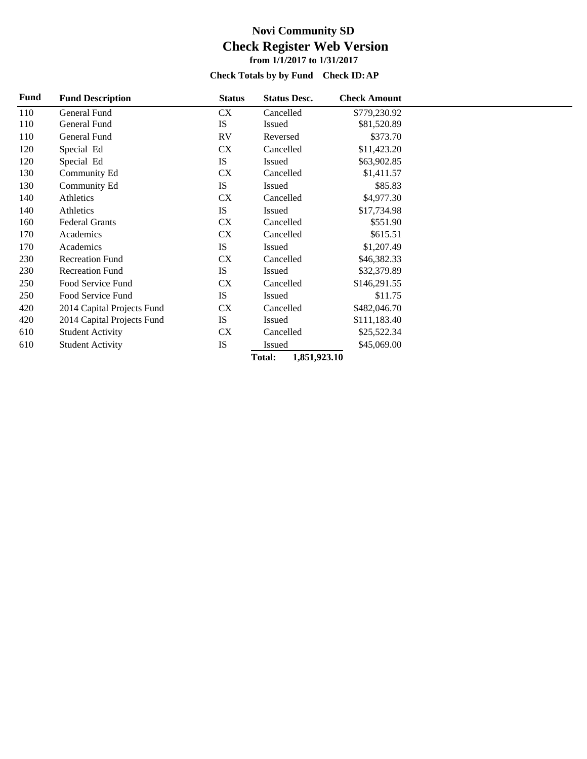# Novi Community SD

## Check Register Web Version

**from 1/1/2017 to 1/31/2017**

**Check Totals by by Fund    Check ID: AP**

| Fund | Fund Description | Status | Status Desc. | Check Amount |
|---|---|---|---|---|
| 110 | General Fund | CX | Cancelled | $779,230.92 |
| 110 | General Fund | IS | Issued | $81,520.89 |
| 110 | General Fund | RV | Reversed | $373.70 |
| 120 | Special Ed | CX | Cancelled | $11,423.20 |
| 120 | Special Ed | IS | Issued | $63,902.85 |
| 130 | Community Ed | CX | Cancelled | $1,411.57 |
| 130 | Community Ed | IS | Issued | $85.83 |
| 140 | Athletics | CX | Cancelled | $4,977.30 |
| 140 | Athletics | IS | Issued | $17,734.98 |
| 160 | Federal Grants | CX | Cancelled | $551.90 |
| 170 | Academics | CX | Cancelled | $615.51 |
| 170 | Academics | IS | Issued | $1,207.49 |
| 230 | Recreation Fund | CX | Cancelled | $46,382.33 |
| 230 | Recreation Fund | IS | Issued | $32,379.89 |
| 250 | Food Service Fund | CX | Cancelled | $146,291.55 |
| 250 | Food Service Fund | IS | Issued | $11.75 |
| 420 | 2014 Capital Projects Fund | CX | Cancelled | $482,046.70 |
| 420 | 2014 Capital Projects Fund | IS | Issued | $111,183.40 |
| 610 | Student Activity | CX | Cancelled | $25,522.34 |
| 610 | Student Activity | IS | Issued | $45,069.00 |
| | | | **Total:** | **1,851,923.10** |